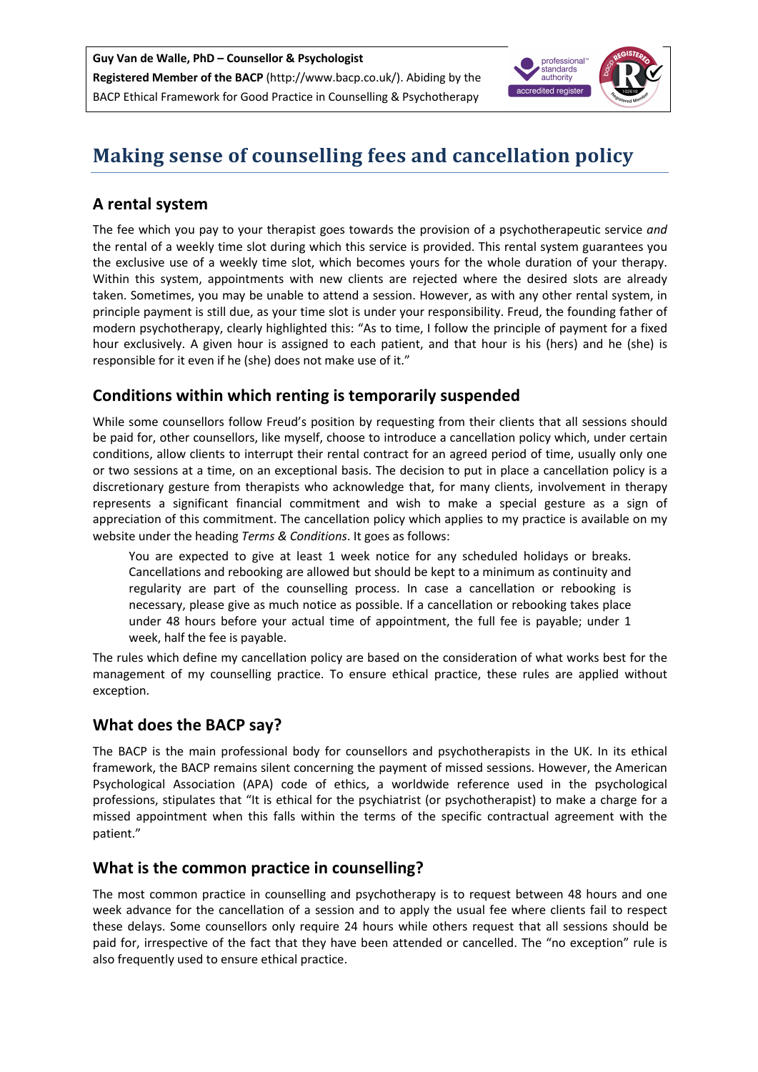**Guy Van de Walle, PhD – Counsellor & Psychologist**
**Registered Member of the BACP** (http://www.bacp.co.uk/). Abiding by the BACP Ethical Framework for Good Practice in Counselling & Psychotherapy

# Making sense of counselling fees and cancellation policy

## A rental system

The fee which you pay to your therapist goes towards the provision of a psychotherapeutic service *and* the rental of a weekly time slot during which this service is provided. This rental system guarantees you the exclusive use of a weekly time slot, which becomes yours for the whole duration of your therapy. Within this system, appointments with new clients are rejected where the desired slots are already taken. Sometimes, you may be unable to attend a session. However, as with any other rental system, in principle payment is still due, as your time slot is under your responsibility. Freud, the founding father of modern psychotherapy, clearly highlighted this: "As to time, I follow the principle of payment for a fixed hour exclusively. A given hour is assigned to each patient, and that hour is his (hers) and he (she) is responsible for it even if he (she) does not make use of it."

## Conditions within which renting is temporarily suspended

While some counsellors follow Freud's position by requesting from their clients that all sessions should be paid for, other counsellors, like myself, choose to introduce a cancellation policy which, under certain conditions, allow clients to interrupt their rental contract for an agreed period of time, usually only one or two sessions at a time, on an exceptional basis. The decision to put in place a cancellation policy is a discretionary gesture from therapists who acknowledge that, for many clients, involvement in therapy represents a significant financial commitment and wish to make a special gesture as a sign of appreciation of this commitment. The cancellation policy which applies to my practice is available on my website under the heading *Terms & Conditions*. It goes as follows:

> You are expected to give at least 1 week notice for any scheduled holidays or breaks. Cancellations and rebooking are allowed but should be kept to a minimum as continuity and regularity are part of the counselling process. In case a cancellation or rebooking is necessary, please give as much notice as possible. If a cancellation or rebooking takes place under 48 hours before your actual time of appointment, the full fee is payable; under 1 week, half the fee is payable.

The rules which define my cancellation policy are based on the consideration of what works best for the management of my counselling practice. To ensure ethical practice, these rules are applied without exception.

## What does the BACP say?

The BACP is the main professional body for counsellors and psychotherapists in the UK. In its ethical framework, the BACP remains silent concerning the payment of missed sessions. However, the American Psychological Association (APA) code of ethics, a worldwide reference used in the psychological professions, stipulates that "It is ethical for the psychiatrist (or psychotherapist) to make a charge for a missed appointment when this falls within the terms of the specific contractual agreement with the patient."

## What is the common practice in counselling?

The most common practice in counselling and psychotherapy is to request between 48 hours and one week advance for the cancellation of a session and to apply the usual fee where clients fail to respect these delays. Some counsellors only require 24 hours while others request that all sessions should be paid for, irrespective of the fact that they have been attended or cancelled. The "no exception" rule is also frequently used to ensure ethical practice.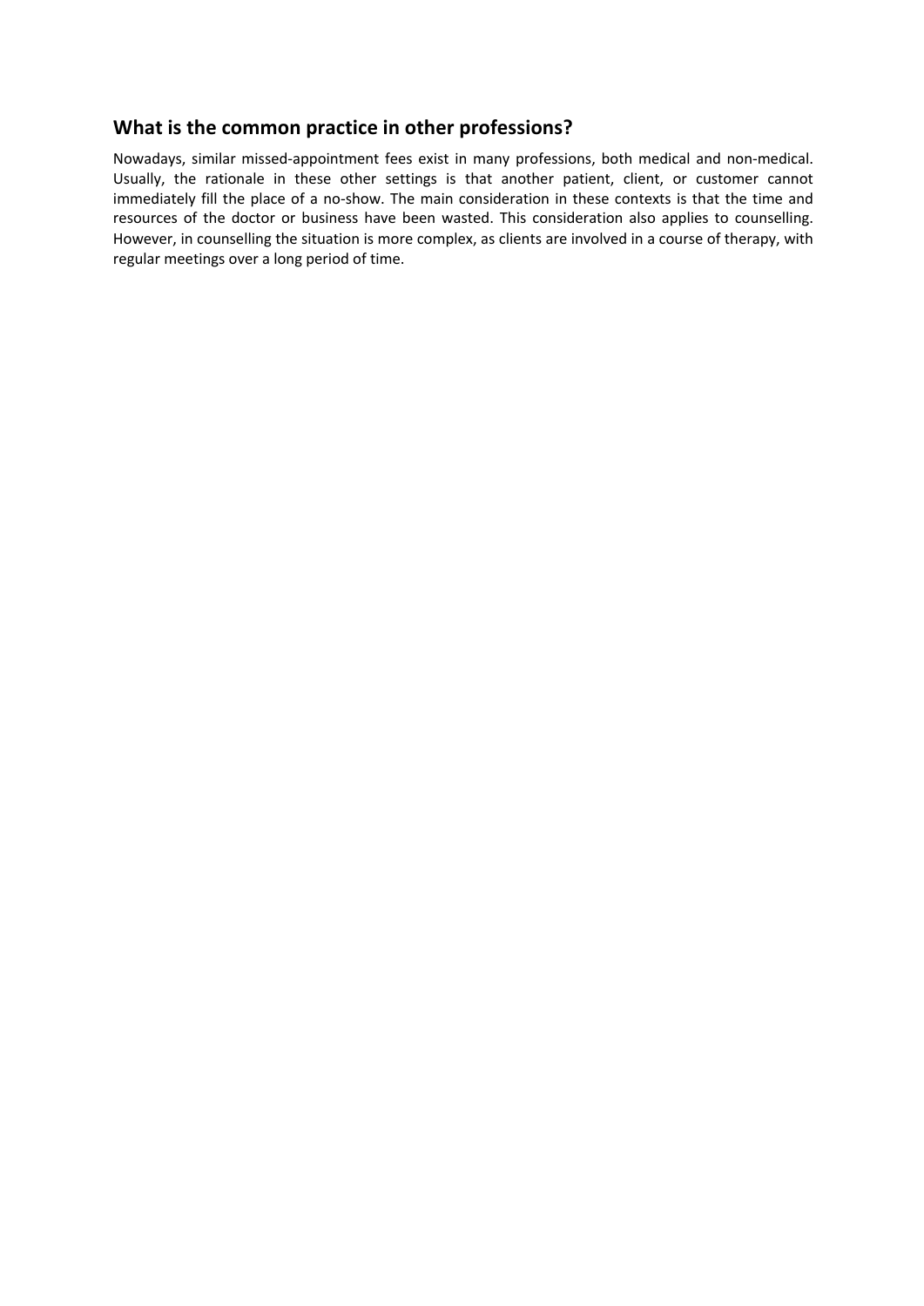## What is the common practice in other professions?

Nowadays, similar missed-appointment fees exist in many professions, both medical and non-medical. Usually, the rationale in these other settings is that another patient, client, or customer cannot immediately fill the place of a no-show. The main consideration in these contexts is that the time and resources of the doctor or business have been wasted. This consideration also applies to counselling. However, in counselling the situation is more complex, as clients are involved in a course of therapy, with regular meetings over a long period of time.